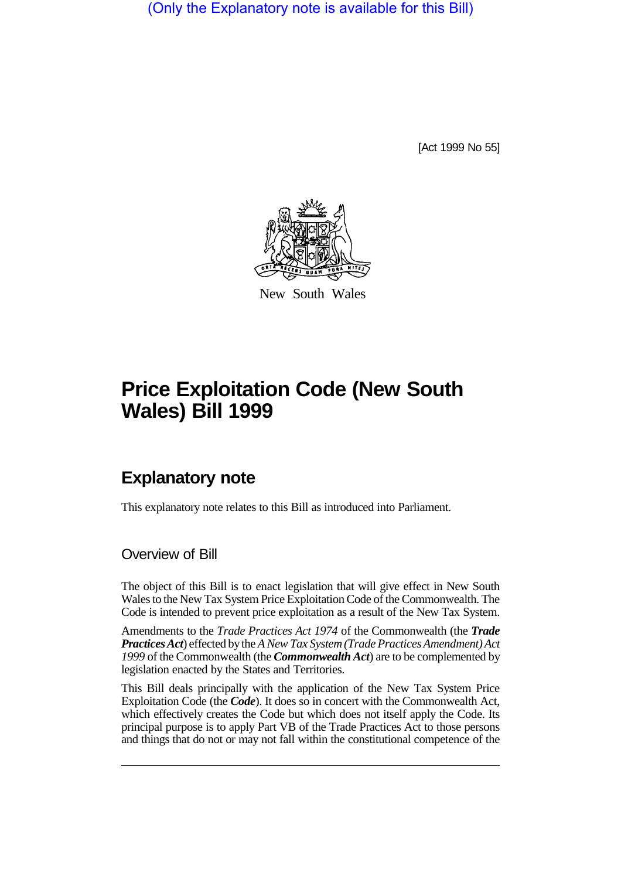(Only the Explanatory note is available for this Bill)

[Act 1999 No 55]

New South Wales

# Price Exploitation Code (New South Wales) Bill 1999

## Explanatory note

This explanatory note relates to this Bill as introduced into Parliament.

### Overview of Bill

The object of this Bill is to enact legislation that will give effect in New South Wales to the New Tax System Price Exploitation Code of the Commonwealth. The Code is intended to prevent price exploitation as a result of the New Tax System.

Amendments to the *Trade Practices Act 1974* of the Commonwealth (the ***Trade Practices Act***) effected by the *A New Tax System (Trade Practices Amendment) Act 1999* of the Commonwealth (the ***Commonwealth Act***) are to be complemented by legislation enacted by the States and Territories.

This Bill deals principally with the application of the New Tax System Price Exploitation Code (the ***Code***). It does so in concert with the Commonwealth Act, which effectively creates the Code but which does not itself apply the Code. Its principal purpose is to apply Part VB of the Trade Practices Act to those persons and things that do not or may not fall within the constitutional competence of the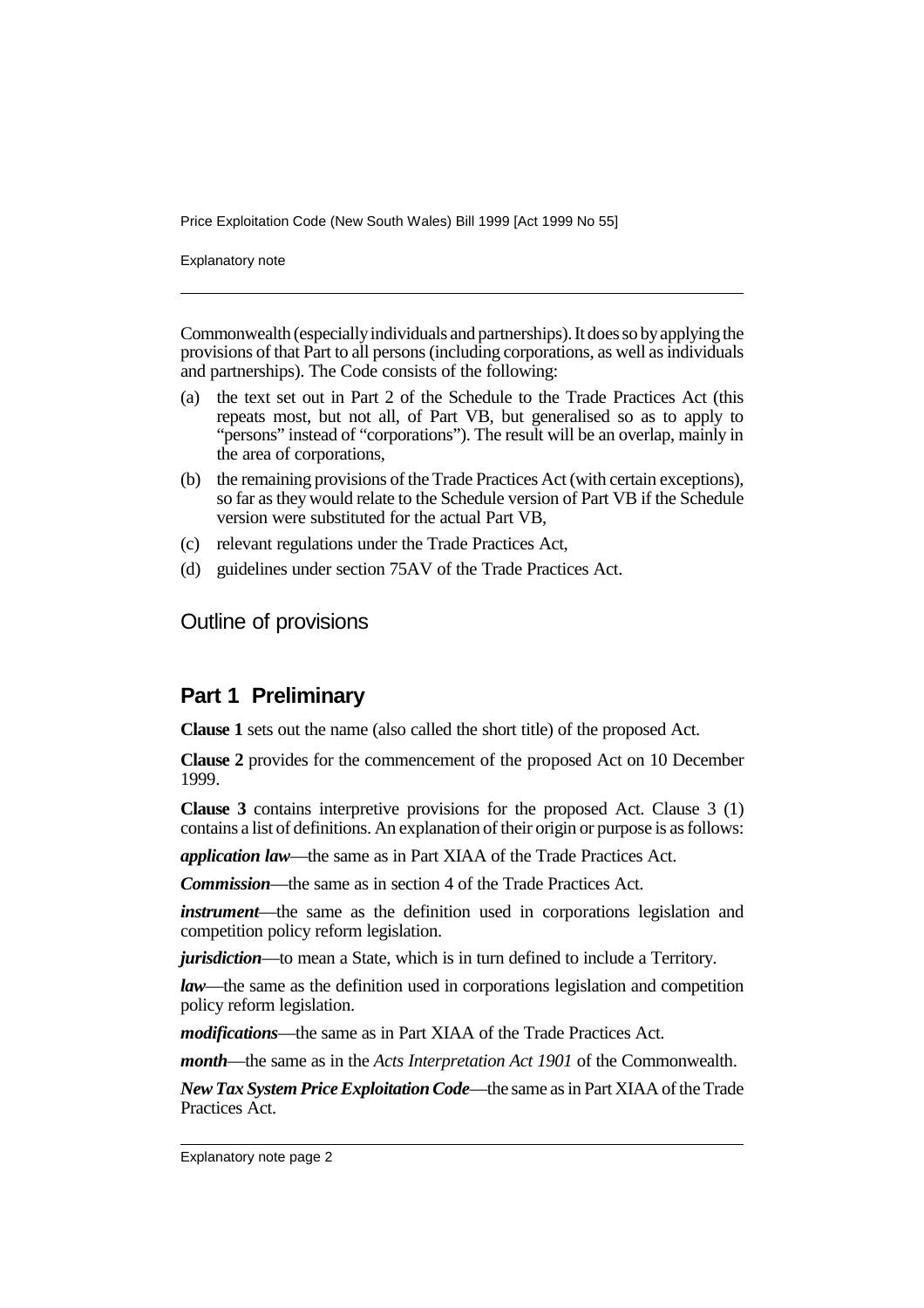Commonwealth (especially individuals and partnerships). It does so by applying the provisions of that Part to all persons (including corporations, as well as individuals and partnerships). The Code consists of the following:

(a) the text set out in Part 2 of the Schedule to the Trade Practices Act (this repeats most, but not all, of Part VB, but generalised so as to apply to "persons" instead of "corporations"). The result will be an overlap, mainly in the area of corporations,

(b) the remaining provisions of the Trade Practices Act (with certain exceptions), so far as they would relate to the Schedule version of Part VB if the Schedule version were substituted for the actual Part VB,

(c) relevant regulations under the Trade Practices Act,

(d) guidelines under section 75AV of the Trade Practices Act.

## Outline of provisions

### Part 1 Preliminary

**Clause 1** sets out the name (also called the short title) of the proposed Act.

**Clause 2** provides for the commencement of the proposed Act on 10 December 1999.

**Clause 3** contains interpretive provisions for the proposed Act. Clause 3 (1) contains a list of definitions. An explanation of their origin or purpose is as follows:

***application law***—the same as in Part XIAA of the Trade Practices Act.

***Commission***—the same as in section 4 of the Trade Practices Act.

***instrument***—the same as the definition used in corporations legislation and competition policy reform legislation.

***jurisdiction***—to mean a State, which is in turn defined to include a Territory.

***law***—the same as the definition used in corporations legislation and competition policy reform legislation.

***modifications***—the same as in Part XIAA of the Trade Practices Act.

***month***—the same as in the *Acts Interpretation Act 1901* of the Commonwealth.

***New Tax System Price Exploitation Code***—the same as in Part XIAA of the Trade Practices Act.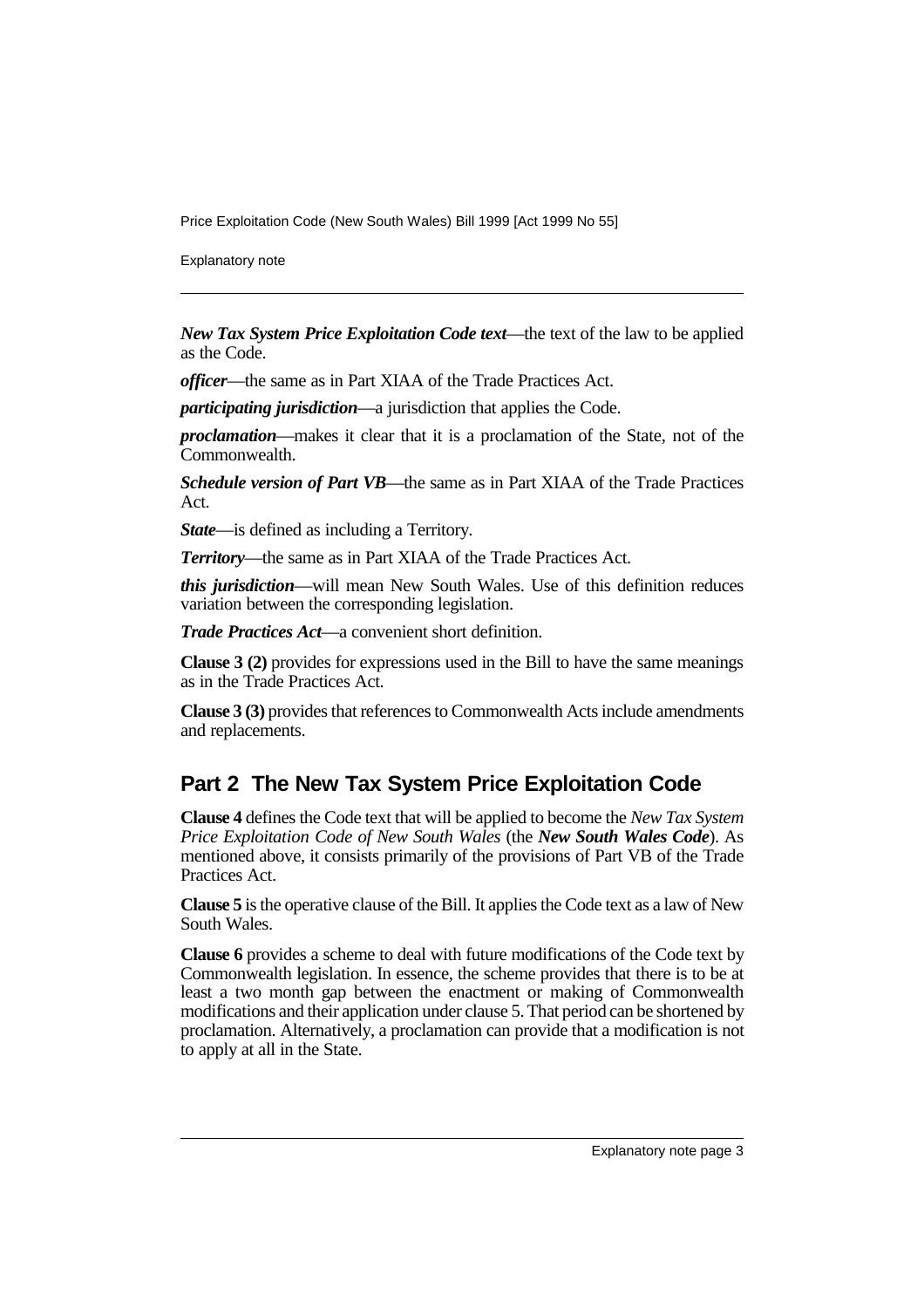***New Tax System Price Exploitation Code text***—the text of the law to be applied as the Code.

***officer***—the same as in Part XIAA of the Trade Practices Act.

***participating jurisdiction***—a jurisdiction that applies the Code.

***proclamation***—makes it clear that it is a proclamation of the State, not of the Commonwealth.

***Schedule version of Part VB***—the same as in Part XIAA of the Trade Practices Act.

***State***—is defined as including a Territory.

***Territory***—the same as in Part XIAA of the Trade Practices Act.

***this jurisdiction***—will mean New South Wales. Use of this definition reduces variation between the corresponding legislation.

***Trade Practices Act***—a convenient short definition.

**Clause 3 (2)** provides for expressions used in the Bill to have the same meanings as in the Trade Practices Act.

**Clause 3 (3)** provides that references to Commonwealth Acts include amendments and replacements.

## Part 2 The New Tax System Price Exploitation Code

**Clause 4** defines the Code text that will be applied to become the *New Tax System Price Exploitation Code of New South Wales* (the ***New South Wales Code***). As mentioned above, it consists primarily of the provisions of Part VB of the Trade Practices Act.

**Clause 5** is the operative clause of the Bill. It applies the Code text as a law of New South Wales.

**Clause 6** provides a scheme to deal with future modifications of the Code text by Commonwealth legislation. In essence, the scheme provides that there is to be at least a two month gap between the enactment or making of Commonwealth modifications and their application under clause 5. That period can be shortened by proclamation. Alternatively, a proclamation can provide that a modification is not to apply at all in the State.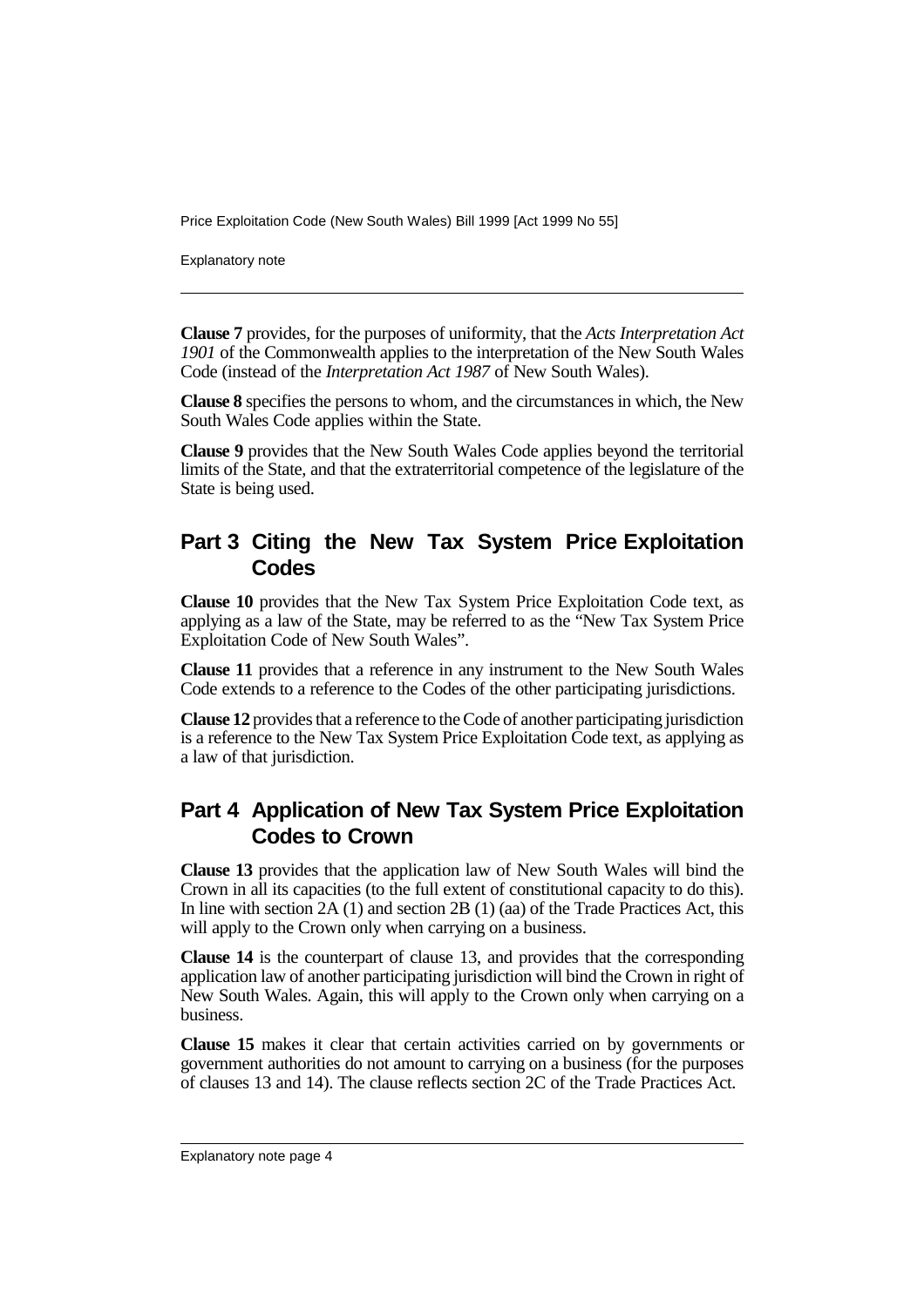**Clause 7** provides, for the purposes of uniformity, that the *Acts Interpretation Act 1901* of the Commonwealth applies to the interpretation of the New South Wales Code (instead of the *Interpretation Act 1987* of New South Wales).

**Clause 8** specifies the persons to whom, and the circumstances in which, the New South Wales Code applies within the State.

**Clause 9** provides that the New South Wales Code applies beyond the territorial limits of the State, and that the extraterritorial competence of the legislature of the State is being used.

## Part 3 Citing the New Tax System Price Exploitation Codes

**Clause 10** provides that the New Tax System Price Exploitation Code text, as applying as a law of the State, may be referred to as the "New Tax System Price Exploitation Code of New South Wales".

**Clause 11** provides that a reference in any instrument to the New South Wales Code extends to a reference to the Codes of the other participating jurisdictions.

**Clause 12** provides that a reference to the Code of another participating jurisdiction is a reference to the New Tax System Price Exploitation Code text, as applying as a law of that jurisdiction.

## Part 4 Application of New Tax System Price Exploitation Codes to Crown

**Clause 13** provides that the application law of New South Wales will bind the Crown in all its capacities (to the full extent of constitutional capacity to do this). In line with section 2A (1) and section 2B (1) (aa) of the Trade Practices Act, this will apply to the Crown only when carrying on a business.

**Clause 14** is the counterpart of clause 13, and provides that the corresponding application law of another participating jurisdiction will bind the Crown in right of New South Wales. Again, this will apply to the Crown only when carrying on a business.

**Clause 15** makes it clear that certain activities carried on by governments or government authorities do not amount to carrying on a business (for the purposes of clauses 13 and 14). The clause reflects section 2C of the Trade Practices Act.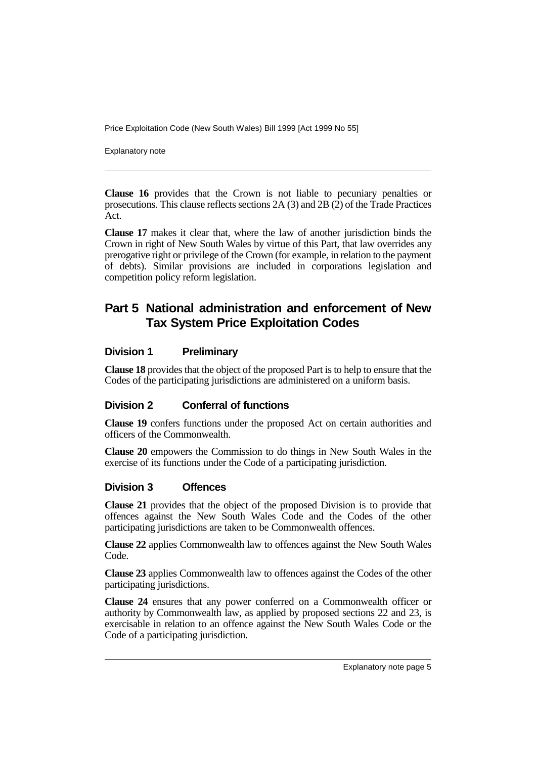**Clause 16** provides that the Crown is not liable to pecuniary penalties or prosecutions. This clause reflects sections 2A (3) and 2B (2) of the Trade Practices Act.

**Clause 17** makes it clear that, where the law of another jurisdiction binds the Crown in right of New South Wales by virtue of this Part, that law overrides any prerogative right or privilege of the Crown (for example, in relation to the payment of debts). Similar provisions are included in corporations legislation and competition policy reform legislation.

## Part 5 National administration and enforcement of New Tax System Price Exploitation Codes

### Division 1 Preliminary

**Clause 18** provides that the object of the proposed Part is to help to ensure that the Codes of the participating jurisdictions are administered on a uniform basis.

### Division 2 Conferral of functions

**Clause 19** confers functions under the proposed Act on certain authorities and officers of the Commonwealth.

**Clause 20** empowers the Commission to do things in New South Wales in the exercise of its functions under the Code of a participating jurisdiction.

### Division 3 Offences

**Clause 21** provides that the object of the proposed Division is to provide that offences against the New South Wales Code and the Codes of the other participating jurisdictions are taken to be Commonwealth offences.

**Clause 22** applies Commonwealth law to offences against the New South Wales Code.

**Clause 23** applies Commonwealth law to offences against the Codes of the other participating jurisdictions.

**Clause 24** ensures that any power conferred on a Commonwealth officer or authority by Commonwealth law, as applied by proposed sections 22 and 23, is exercisable in relation to an offence against the New South Wales Code or the Code of a participating jurisdiction.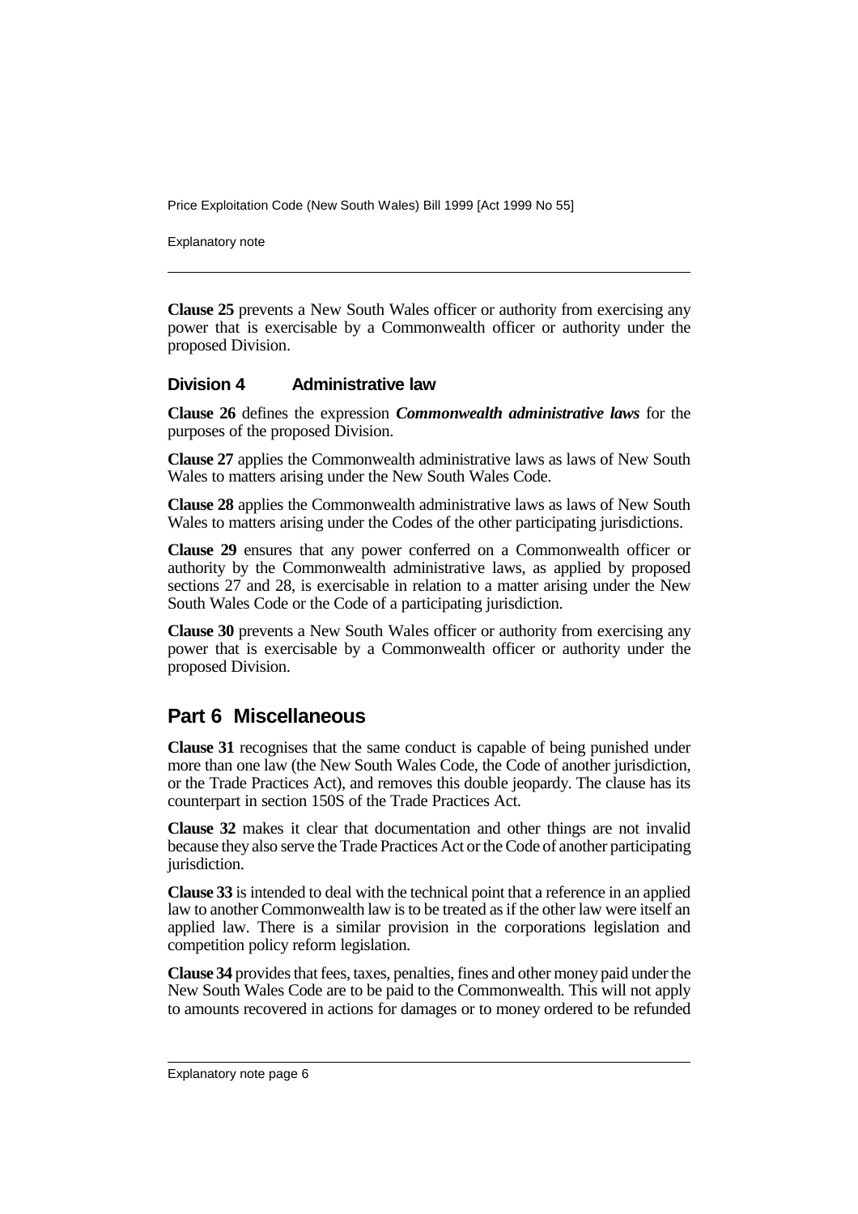**Clause 25** prevents a New South Wales officer or authority from exercising any power that is exercisable by a Commonwealth officer or authority under the proposed Division.

### Division 4 Administrative law

**Clause 26** defines the expression ***Commonwealth administrative laws*** for the purposes of the proposed Division.

**Clause 27** applies the Commonwealth administrative laws as laws of New South Wales to matters arising under the New South Wales Code.

**Clause 28** applies the Commonwealth administrative laws as laws of New South Wales to matters arising under the Codes of the other participating jurisdictions.

**Clause 29** ensures that any power conferred on a Commonwealth officer or authority by the Commonwealth administrative laws, as applied by proposed sections 27 and 28, is exercisable in relation to a matter arising under the New South Wales Code or the Code of a participating jurisdiction.

**Clause 30** prevents a New South Wales officer or authority from exercising any power that is exercisable by a Commonwealth officer or authority under the proposed Division.

## Part 6 Miscellaneous

**Clause 31** recognises that the same conduct is capable of being punished under more than one law (the New South Wales Code, the Code of another jurisdiction, or the Trade Practices Act), and removes this double jeopardy. The clause has its counterpart in section 150S of the Trade Practices Act.

**Clause 32** makes it clear that documentation and other things are not invalid because they also serve the Trade Practices Act or the Code of another participating jurisdiction.

**Clause 33** is intended to deal with the technical point that a reference in an applied law to another Commonwealth law is to be treated as if the other law were itself an applied law. There is a similar provision in the corporations legislation and competition policy reform legislation.

**Clause 34** provides that fees, taxes, penalties, fines and other money paid under the New South Wales Code are to be paid to the Commonwealth. This will not apply to amounts recovered in actions for damages or to money ordered to be refunded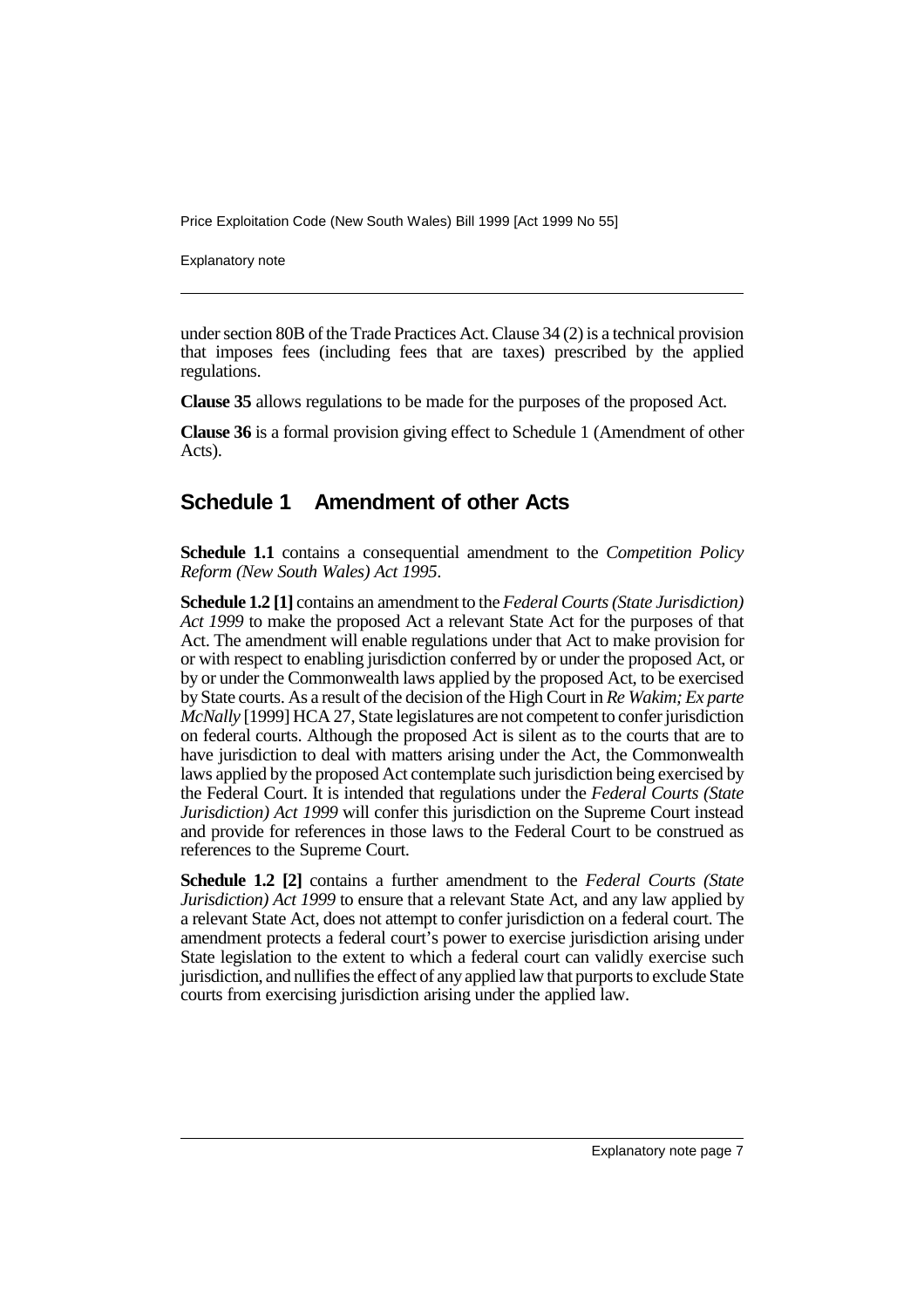under section 80B of the Trade Practices Act. Clause 34 (2) is a technical provision that imposes fees (including fees that are taxes) prescribed by the applied regulations.

**Clause 35** allows regulations to be made for the purposes of the proposed Act.

**Clause 36** is a formal provision giving effect to Schedule 1 (Amendment of other Acts).

## Schedule 1 Amendment of other Acts

**Schedule 1.1** contains a consequential amendment to the *Competition Policy Reform (New South Wales) Act 1995*.

**Schedule 1.2 [1]** contains an amendment to the *Federal Courts (State Jurisdiction) Act 1999* to make the proposed Act a relevant State Act for the purposes of that Act. The amendment will enable regulations under that Act to make provision for or with respect to enabling jurisdiction conferred by or under the proposed Act, or by or under the Commonwealth laws applied by the proposed Act, to be exercised by State courts. As a result of the decision of the High Court in *Re Wakim; Ex parte McNally* [1999] HCA 27, State legislatures are not competent to confer jurisdiction on federal courts. Although the proposed Act is silent as to the courts that are to have jurisdiction to deal with matters arising under the Act, the Commonwealth laws applied by the proposed Act contemplate such jurisdiction being exercised by the Federal Court. It is intended that regulations under the *Federal Courts (State Jurisdiction) Act 1999* will confer this jurisdiction on the Supreme Court instead and provide for references in those laws to the Federal Court to be construed as references to the Supreme Court.

**Schedule 1.2 [2]** contains a further amendment to the *Federal Courts (State Jurisdiction) Act 1999* to ensure that a relevant State Act, and any law applied by a relevant State Act, does not attempt to confer jurisdiction on a federal court. The amendment protects a federal court's power to exercise jurisdiction arising under State legislation to the extent to which a federal court can validly exercise such jurisdiction, and nullifies the effect of any applied law that purports to exclude State courts from exercising jurisdiction arising under the applied law.